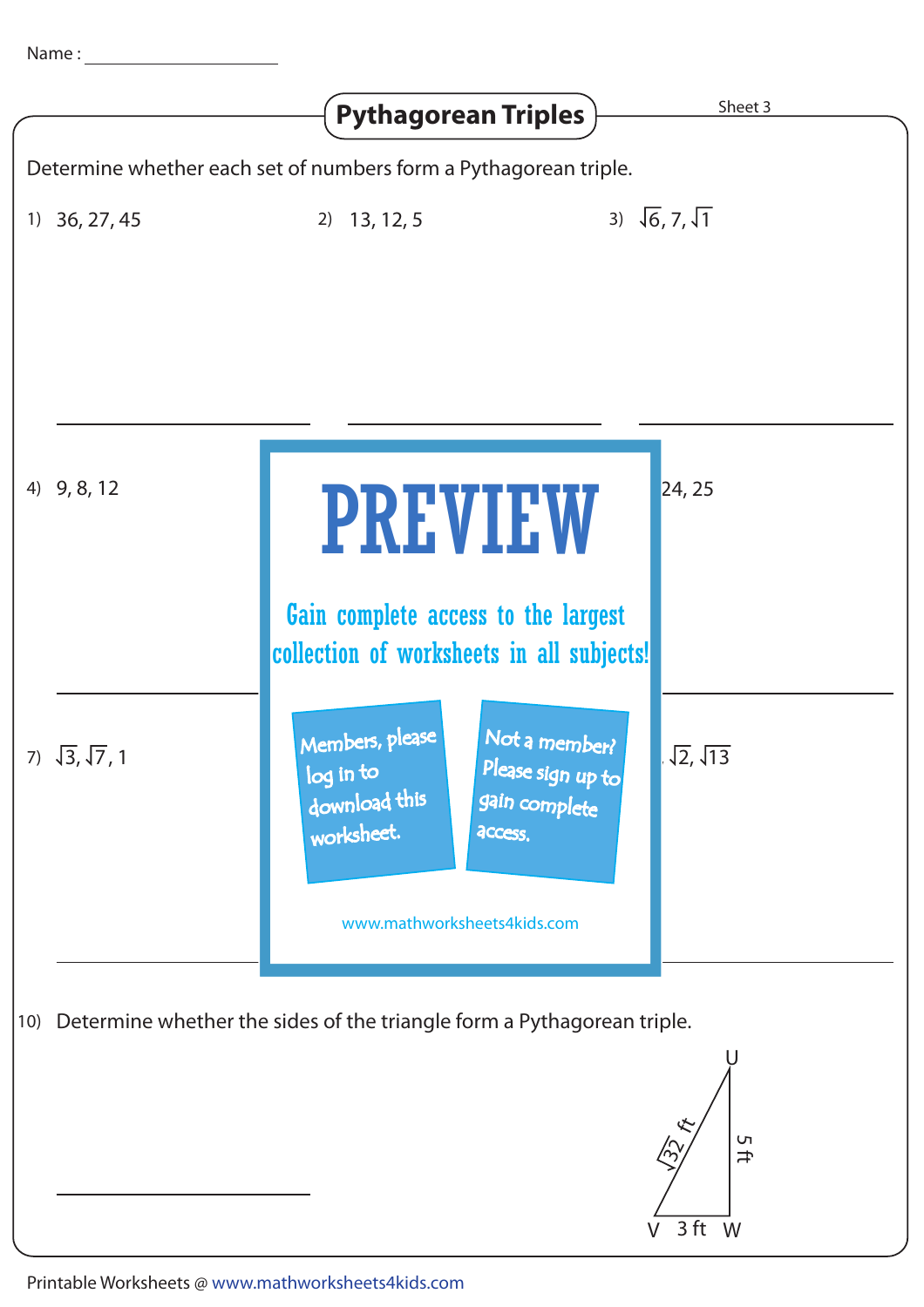Name : ____________________

# Pythagorean Triples

Sheet 3

Determine whether each set of numbers form a Pythagorean triple.

1) 36, 27, 45

2) 13, 12, 5

3) $\sqrt{6}$, 7, $\sqrt{1}$

4) 9, 8, 12

24, 25

7) $\sqrt{3}$, $\sqrt{7}$, 1

$\sqrt{2}$, $\sqrt{13}$

PREVIEW

Gain complete access to the largest collection of worksheets in all subjects!

Members, please log in to download this worksheet.

Not a member? Please sign up to gain complete access.

www.mathworksheets4kids.com

10) Determine whether the sides of the triangle form a Pythagorean triple.

U, V, W; $\sqrt{32}$ ft, 5 ft, 3 ft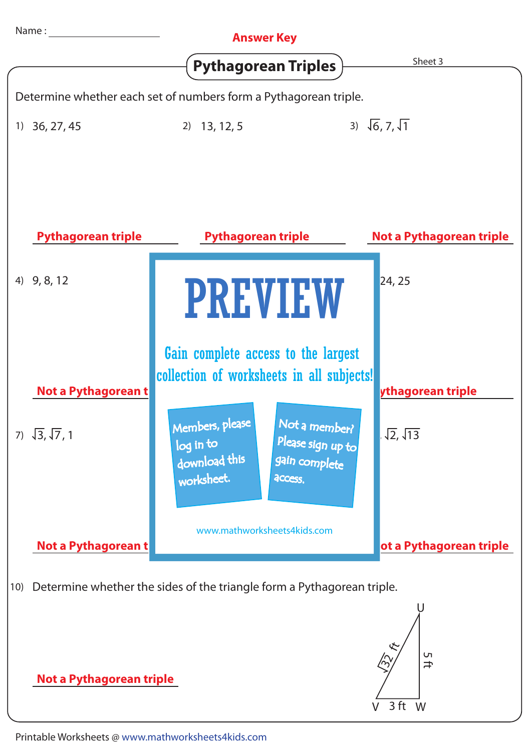Name : ____________________

**Answer Key**

# Pythagorean Triples

Sheet 3

Determine whether each set of numbers form a Pythagorean triple.

1) 36, 27, 45

**Pythagorean triple**

2) 13, 12, 5

**Pythagorean triple**

3) $\sqrt{6}$, 7, $\sqrt{1}$

**Not a Pythagorean triple**

4) 9, 8, 12

**Not a Pythagorean t**

24, 25

**ythagorean triple**

7) $\sqrt{3}$, $\sqrt{7}$, 1

**Not a Pythagorean t**

$\sqrt{2}$, $\sqrt{13}$

**ot a Pythagorean triple**

PREVIEW

Gain complete access to the largest collection of worksheets in all subjects!

Members, please log in to download this worksheet.

Not a member? Please sign up to gain complete access.

www.mathworksheets4kids.com

10) Determine whether the sides of the triangle form a Pythagorean triple.

U

$\sqrt{32}$ ft

5 ft

V 3 ft W

**Not a Pythagorean triple**

Printable Worksheets @ www.mathworksheets4kids.com